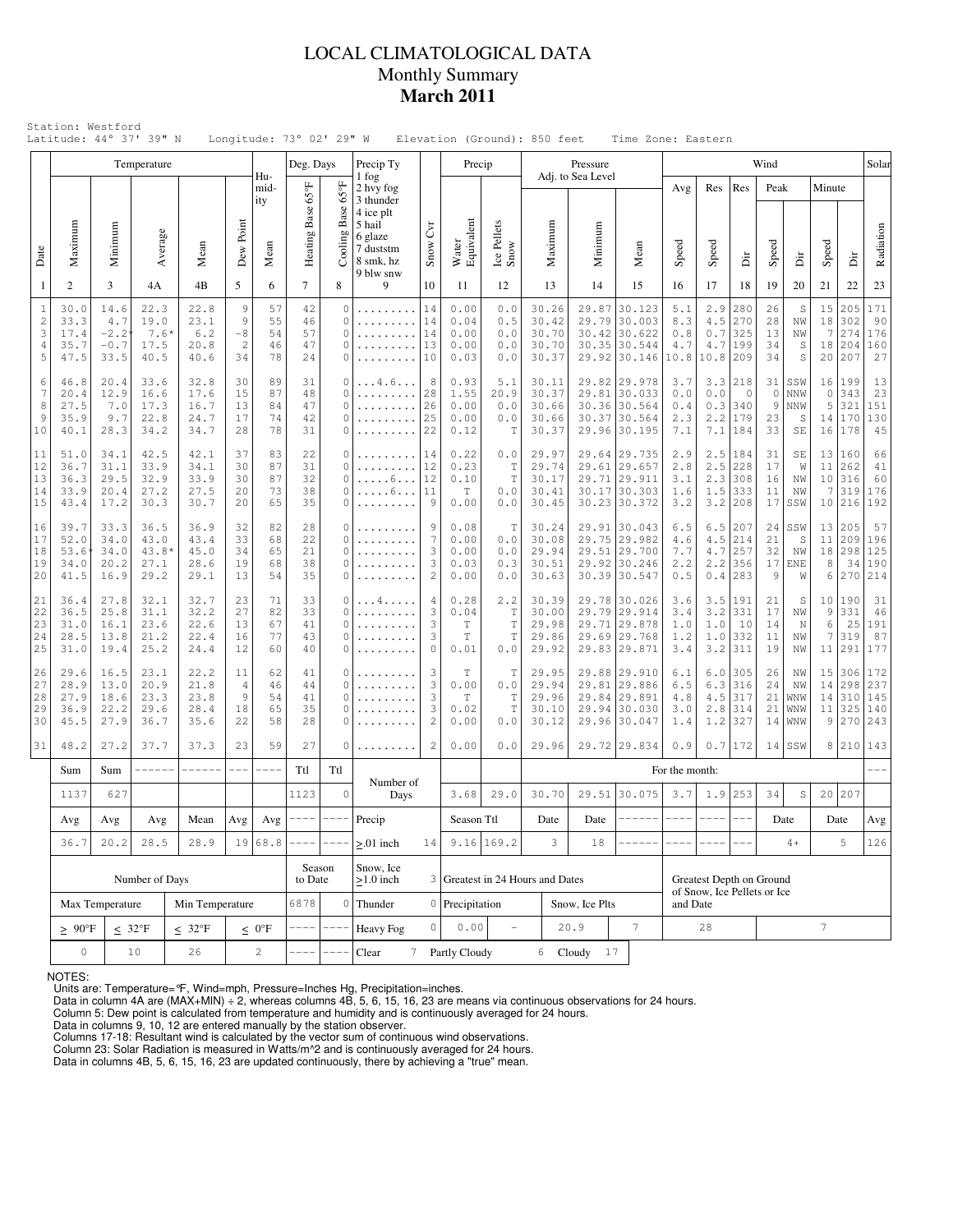# LOCAL CLIMATOLOGICAL DATA
## Monthly Summary
## **March 2011**

Station: Westford
Latitude: 44° 37' 39" N Longitude: 73° 02' 29" W Elevation (Ground): 850 feet Time Zone: Eastern

| Date | Temperature Maximum | Temperature Minimum | Temperature Average | Temperature Mean | Dew Point | Humidity Mean | Deg. Days Heating Base 65°F | Deg. Days Cooling Base 65°F | Precip Ty (1 fog, 2 hvy fog, 3 thunder, 4 ice plt, 5 hail, 6 glaze, 7 duststm, 8 smk, hz, 9 blw snw) | Snow Cvr | Precip Water Equivalent | Precip Ice Pellets Snow | Pressure Adj. to Sea Level Maximum | Pressure Minimum | Pressure Mean | Wind Avg Speed | Wind Res Speed | Wind Res Dir | Wind Peak Speed | Wind Peak Dir | Wind Minute Speed | Wind Minute Dir | Solar Radiation |
|---|---|---|---|---|---|---|---|---|---|---|---|---|---|---|---|---|---|---|---|---|---|---|---|
| 1 | 2 | 3 | 4A | 4B | 5 | 6 | 7 | 8 | 9 | 10 | 11 | 12 | 13 | 14 | 15 | 16 | 17 | 18 | 19 | 20 | 21 | 22 | 23 |
| 1 | 30.0 | 14.6 | 22.3 | 22.8 | 9 | 57 | 42 | 0 | ......... | 14 | 0.00 | 0.0 | 30.26 | 29.87 | 30.123 | 5.1 | 2.9 | 280 | 26 | S | 15 | 205 | 171 |
| 2 | 33.3 | 4.7 | 19.0 | 23.1 | 9 | 55 | 46 | 0 | ......... | 14 | 0.04 | 0.5 | 30.42 | 29.79 | 30.003 | 8.3 | 4.5 | 270 | 28 | NW | 18 | 302 | 90 |
| 3 | 17.4 | -2.2* | 7.6* | 6.2 | -8 | 54 | 57 | 0 | ......... | 14 | 0.00 | 0.0 | 30.70 | 30.42 | 30.622 | 0.8 | 0.7 | 325 | 13 | NW | 7 | 274 | 176 |
| 4 | 35.7 | -0.7 | 17.5 | 20.8 | 2 | 46 | 47 | 0 | ......... | 13 | 0.00 | 0.0 | 30.70 | 30.35 | 30.544 | 4.7 | 4.7 | 199 | 34 | S | 18 | 204 | 160 |
| 5 | 47.5 | 33.5 | 40.5 | 40.6 | 34 | 78 | 24 | 0 | ......... | 10 | 0.03 | 0.0 | 30.37 | 29.92 | 30.146 | 10.8 | 10.8 | 209 | 34 | S | 20 | 207 | 27 |
| 6 | 46.8 | 20.4 | 33.6 | 32.8 | 30 | 89 | 31 | 0 | ...4.6.... | 8 | 0.93 | 5.1 | 30.11 | 29.82 | 29.978 | 3.7 | 3.3 | 218 | 31 | SSW | 16 | 199 | 13 |
| 7 | 20.4 | 12.9 | 16.6 | 17.6 | 15 | 87 | 48 | 0 | ......... | 28 | 1.55 | 20.9 | 30.37 | 29.81 | 30.033 | 0.0 | 0.0 | 0 | 0 | NNW | 0 | 343 | 23 |
| 8 | 27.5 | 7.0 | 17.3 | 16.7 | 13 | 84 | 47 | 0 | ......... | 26 | 0.00 | 0.0 | 30.66 | 30.36 | 30.564 | 0.4 | 0.3 | 340 | 9 | NNW | 5 | 321 | 151 |
| 9 | 35.9 | 9.7 | 22.8 | 24.7 | 17 | 74 | 42 | 0 | ......... | 25 | 0.00 | 0.0 | 30.66 | 30.37 | 30.564 | 2.3 | 2.2 | 179 | 23 | S | 14 | 170 | 130 |
| 10 | 40.1 | 28.3 | 34.2 | 34.7 | 28 | 78 | 31 | 0 | ......... | 22 | 0.12 | T | 30.37 | 29.96 | 30.195 | 7.1 | 7.1 | 184 | 33 | SE | 16 | 178 | 45 |
| 11 | 51.0 | 34.1 | 42.5 | 42.1 | 37 | 83 | 22 | 0 | ......... | 14 | 0.22 | 0.0 | 29.97 | 29.64 | 29.735 | 2.9 | 2.5 | 184 | 31 | SE | 13 | 160 | 66 |
| 12 | 36.7 | 31.1 | 33.9 | 34.1 | 30 | 87 | 31 | 0 | ......... | 12 | 0.23 | T | 29.74 | 29.61 | 29.657 | 2.8 | 2.5 | 228 | 17 | W | 11 | 262 | 41 |
| 13 | 36.3 | 29.5 | 32.9 | 33.9 | 30 | 87 | 32 | 0 | .....6... | 12 | 0.10 | T | 30.17 | 29.71 | 29.911 | 3.1 | 2.3 | 308 | 16 | NW | 10 | 316 | 60 |
| 14 | 33.9 | 20.4 | 27.2 | 27.5 | 20 | 73 | 38 | 0 | .....6... | 11 | T | 0.0 | 30.41 | 30.17 | 30.303 | 1.6 | 1.5 | 333 | 11 | NW | 7 | 319 | 176 |
| 15 | 43.4 | 17.2 | 30.3 | 30.7 | 20 | 65 | 35 | 0 | ......... | 9 | 0.00 | 0.0 | 30.45 | 30.23 | 30.372 | 3.2 | 3.2 | 208 | 17 | SSW | 10 | 216 | 192 |
| 16 | 39.7 | 33.3 | 36.5 | 36.9 | 32 | 82 | 28 | 0 | ......... | 9 | 0.08 | T | 30.24 | 29.91 | 30.043 | 6.5 | 6.5 | 207 | 24 | SSW | 13 | 205 | 57 |
| 17 | 52.0 | 34.0 | 43.0 | 43.4 | 33 | 68 | 22 | 0 | ......... | 7 | 0.00 | 0.0 | 30.08 | 29.75 | 29.982 | 4.6 | 4.5 | 214 | 21 | S | 11 | 209 | 196 |
| 18 | 53.6* | 34.0 | 43.8* | 45.0 | 34 | 65 | 21 | 0 | ......... | 3 | 0.00 | 0.0 | 29.94 | 29.51 | 29.700 | 7.7 | 4.7 | 257 | 32 | NW | 18 | 298 | 125 |
| 19 | 34.0 | 20.2 | 27.1 | 28.6 | 19 | 68 | 38 | 0 | ......... | 3 | 0.03 | 0.3 | 30.51 | 29.92 | 30.246 | 2.2 | 2.2 | 356 | 17 | ENE | 8 | 34 | 190 |
| 20 | 41.5 | 16.9 | 29.2 | 29.1 | 13 | 54 | 35 | 0 | ......... | 2 | 0.00 | 0.0 | 30.63 | 30.39 | 30.547 | 0.5 | 0.4 | 283 | 9 | W | 6 | 270 | 214 |
| 21 | 36.4 | 27.8 | 32.1 | 32.7 | 23 | 71 | 33 | 0 | ...4..... | 4 | 0.28 | 2.2 | 30.39 | 29.78 | 30.026 | 3.6 | 3.5 | 191 | 21 | S | 10 | 190 | 31 |
| 22 | 36.5 | 25.8 | 31.1 | 32.2 | 27 | 82 | 33 | 0 | ......... | 3 | 0.04 | T | 30.00 | 29.79 | 29.914 | 3.4 | 3.2 | 331 | 17 | NW | 9 | 331 | 46 |
| 23 | 31.0 | 16.1 | 23.6 | 22.6 | 13 | 67 | 41 | 0 | ......... | 3 | T | T | 29.98 | 29.71 | 29.878 | 1.0 | 1.0 | 10 | 14 | N | 6 | 25 | 191 |
| 24 | 28.5 | 13.8 | 21.2 | 22.4 | 16 | 77 | 43 | 0 | ......... | 3 | T | T | 29.86 | 29.69 | 29.768 | 1.2 | 1.0 | 332 | 11 | NW | 7 | 319 | 87 |
| 25 | 31.0 | 19.4 | 25.2 | 24.4 | 12 | 60 | 40 | 0 | ......... | 0 | 0.01 | 0.0 | 29.92 | 29.83 | 29.871 | 3.4 | 3.2 | 311 | 19 | NW | 11 | 291 | 177 |
| 26 | 29.6 | 16.5 | 23.1 | 22.2 | 11 | 62 | 41 | 0 | ......... | 3 | T | T | 29.95 | 29.88 | 29.910 | 6.1 | 6.0 | 305 | 26 | NW | 15 | 306 | 172 |
| 27 | 28.9 | 13.0 | 20.9 | 21.8 | 4 | 46 | 44 | 0 | ......... | 3 | 0.00 | 0.0 | 29.94 | 29.81 | 29.886 | 6.5 | 6.3 | 316 | 24 | NW | 14 | 298 | 237 |
| 28 | 27.9 | 18.6 | 23.3 | 23.8 | 9 | 54 | 41 | 0 | ......... | 3 | T | T | 29.96 | 29.84 | 29.891 | 4.8 | 4.5 | 317 | 21 | WNW | 14 | 310 | 145 |
| 29 | 36.9 | 22.2 | 29.6 | 28.4 | 18 | 65 | 35 | 0 | ......... | 3 | 0.02 | T | 30.10 | 29.94 | 30.030 | 3.0 | 2.8 | 314 | 21 | WNW | 11 | 325 | 140 |
| 30 | 45.5 | 27.9 | 36.7 | 35.6 | 22 | 58 | 28 | 0 | ......... | 2 | 0.00 | 0.0 | 30.12 | 29.96 | 30.047 | 1.4 | 1.2 | 327 | 14 | WNW | 9 | 270 | 243 |
| 31 | 48.2 | 27.2 | 37.7 | 37.3 | 23 | 59 | 27 | 0 | ......... | 2 | 0.00 | 0.0 | 29.96 | 29.72 | 29.834 | 0.9 | 0.7 | 172 | 14 | SSW | 8 | 210 | 143 |
| | Sum | Sum | ------ | ------ | --- | ---- | Ttl | Ttl | Number of Days | | | | For the month: | | | | | | | | | | --- |
| | 1137 | 627 | | | | | 1123 | 0 | | | 3.68 | 29.0 | 30.70 | 29.51 | 30.075 | 3.7 | 1.9 | 253 | 34 | S | 20 | 207 | |
| | Avg | Avg | Avg | Mean | Avg | Avg | ---- | ---- | Precip | | Season Ttl | | Date | Date | ------ | ---- | ---- | --- | Date | | Date | | Avg |
| | 36.7 | 20.2 | 28.5 | 28.9 | 19 | 68.8 | ---- | ---- | ≥.01 inch | 14 | 9.16 | 169.2 | 3 | 18 | ------ | ---- | ---- | --- | 4+ | | 5 | | 126 |

| Number of Days | | | | Season to Date | | Snow, Ice ≥1.0 inch | 3 | Greatest in 24 Hours and Dates | | | | Greatest Depth on Ground of Snow, Ice Pellets or Ice and Date | |
|---|---|---|---|---|---|---|---|---|---|---|---|---|---|
| Max Temperature | | Min Temperature | | 6878 | 0 | Thunder | 0 | Precipitation | | Snow, Ice Plts | | | |
| ≥ 90°F | ≤ 32°F | ≤ 32°F | ≤ 0°F | ---- | ---- | Heavy Fog | 0 | 0.00 | - | 20.9 | 7 | 28 | 7 |
| 0 | 10 | 26 | 2 | ---- | ---- | Clear | 7 | Partly Cloudy | 6 | Cloudy | 17 | | |

NOTES:
Units are: Temperature=°F, Wind=mph, Pressure=Inches Hg, Precipitation=inches.
Data in column 4A are (MAX+MIN) ÷ 2, whereas columns 4B, 5, 6, 15, 16, 23 are means via continuous observations for 24 hours.
Column 5: Dew point is calculated from temperature and humidity and is continuously averaged for 24 hours.
Data in columns 9, 10, 12 are entered manually by the station observer.
Columns 17-18: Resultant wind is calculated by the vector sum of continuous wind observations.
Column 23: Solar Radiation is measured in Watts/m^2 and is continuously averaged for 24 hours.
Data in columns 4B, 5, 6, 15, 16, 23 are updated continuously, there by achieving a "true" mean.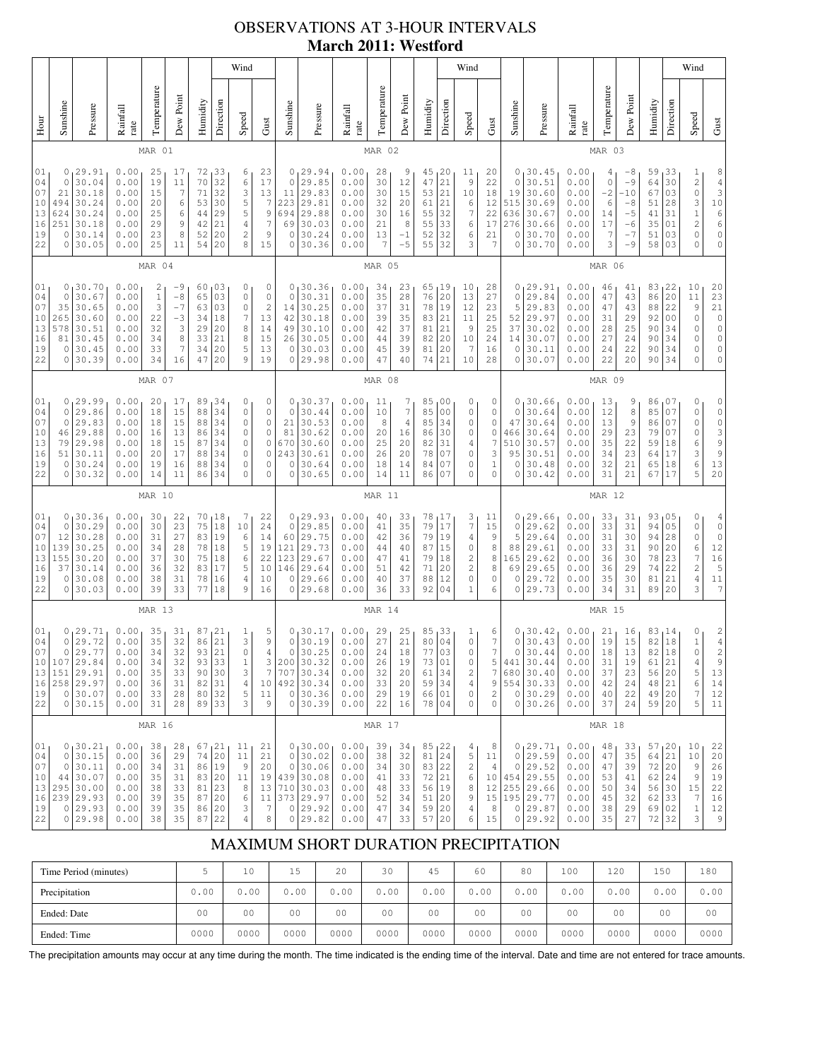# OBSERVATIONS AT 3-HOUR INTERVALS
## March 2011: Westford

### MAR 01

| Hour | Sunshine | Pressure | Rainfall rate | Temperature | Dew Point | Humidity | Wind Direction | Wind Speed | Wind Gust |
|---|---|---|---|---|---|---|---|---|---|
| 01 | 0 | 29.91 | 0.00 | 25 | 17 | 72 | 33 | 6 | 23 |
| 04 | 0 | 30.04 | 0.00 | 19 | 11 | 70 | 32 | 6 | 17 |
| 07 | 21 | 30.18 | 0.00 | 15 | 7 | 71 | 32 | 3 | 13 |
| 10 | 494 | 30.24 | 0.00 | 20 | 6 | 53 | 30 | 5 | 7 |
| 13 | 624 | 30.24 | 0.00 | 25 | 6 | 44 | 29 | 5 | 9 |
| 16 | 251 | 30.18 | 0.00 | 29 | 9 | 42 | 21 | 4 | 7 |
| 19 | 0 | 30.14 | 0.00 | 23 | 8 | 52 | 20 | 2 | 9 |
| 22 | 0 | 30.05 | 0.00 | 25 | 11 | 54 | 20 | 8 | 15 |

### MAR 02

| Hour | Sunshine | Pressure | Rainfall rate | Temperature | Dew Point | Humidity | Wind Direction | Wind Speed | Wind Gust |
|---|---|---|---|---|---|---|---|---|---|
| 01 | 0 | 29.94 | 0.00 | 28 | 9 | 45 | 20 | 11 | 20 |
| 04 | 0 | 29.85 | 0.00 | 30 | 12 | 47 | 21 | 9 | 22 |
| 07 | 11 | 29.83 | 0.00 | 30 | 15 | 53 | 21 | 10 | 18 |
| 10 | 223 | 29.81 | 0.00 | 32 | 20 | 61 | 21 | 6 | 12 |
| 13 | 694 | 29.88 | 0.00 | 30 | 16 | 55 | 32 | 7 | 22 |
| 16 | 69 | 30.03 | 0.00 | 21 | 8 | 55 | 33 | 6 | 17 |
| 19 | 0 | 30.24 | 0.00 | 13 | -1 | 52 | 32 | 6 | 21 |
| 22 | 0 | 30.36 | 0.00 | 7 | -5 | 55 | 32 | 3 | 7 |

### MAR 03

| Hour | Sunshine | Pressure | Rainfall rate | Temperature | Dew Point | Humidity | Wind Direction | Wind Speed | Wind Gust |
|---|---|---|---|---|---|---|---|---|---|
| 01 | 0 | 30.45 | 0.00 | 4 | -8 | 59 | 33 | 1 | 8 |
| 04 | 0 | 30.51 | 0.00 | 0 | -9 | 64 | 30 | 2 | 4 |
| 07 | 19 | 30.60 | 0.00 | -2 | -10 | 67 | 03 | 0 | 3 |
| 10 | 515 | 30.69 | 0.00 | 6 | -8 | 51 | 28 | 3 | 10 |
| 13 | 636 | 30.67 | 0.00 | 14 | -5 | 41 | 31 | 1 | 6 |
| 16 | 276 | 30.66 | 0.00 | 17 | -6 | 35 | 01 | 2 | 6 |
| 19 | 0 | 30.70 | 0.00 | 7 | -7 | 51 | 03 | 0 | 0 |
| 22 | 0 | 30.70 | 0.00 | 3 | -9 | 58 | 03 | 0 | 0 |

### MAR 04

| Hour | Sunshine | Pressure | Rainfall rate | Temperature | Dew Point | Humidity | Wind Direction | Wind Speed | Wind Gust |
|---|---|---|---|---|---|---|---|---|---|
| 01 | 0 | 30.70 | 0.00 | 2 | -9 | 60 | 03 | 0 | 0 |
| 04 | 0 | 30.67 | 0.00 | 1 | -8 | 65 | 03 | 0 | 0 |
| 07 | 35 | 30.65 | 0.00 | 3 | -7 | 63 | 03 | 0 | 2 |
| 10 | 265 | 30.60 | 0.00 | 22 | -3 | 34 | 18 | 7 | 13 |
| 13 | 578 | 30.51 | 0.00 | 32 | 3 | 29 | 20 | 8 | 14 |
| 16 | 81 | 30.45 | 0.00 | 34 | 8 | 33 | 21 | 8 | 15 |
| 19 | 0 | 30.45 | 0.00 | 33 | 7 | 34 | 20 | 5 | 13 |
| 22 | 0 | 30.39 | 0.00 | 34 | 16 | 47 | 20 | 9 | 19 |

### MAR 05

| Hour | Sunshine | Pressure | Rainfall rate | Temperature | Dew Point | Humidity | Wind Direction | Wind Speed | Wind Gust |
|---|---|---|---|---|---|---|---|---|---|
| 01 | 0 | 30.36 | 0.00 | 34 | 23 | 65 | 19 | 10 | 28 |
| 04 | 0 | 30.31 | 0.00 | 35 | 28 | 76 | 20 | 13 | 27 |
| 07 | 14 | 30.25 | 0.00 | 37 | 31 | 78 | 19 | 12 | 23 |
| 10 | 42 | 30.18 | 0.00 | 39 | 35 | 83 | 21 | 11 | 25 |
| 13 | 49 | 30.10 | 0.00 | 42 | 37 | 81 | 21 | 9 | 25 |
| 16 | 26 | 30.05 | 0.00 | 44 | 39 | 82 | 20 | 10 | 24 |
| 19 | 0 | 30.03 | 0.00 | 45 | 39 | 81 | 20 | 7 | 16 |
| 22 | 0 | 29.98 | 0.00 | 47 | 40 | 74 | 21 | 10 | 28 |

### MAR 06

| Hour | Sunshine | Pressure | Rainfall rate | Temperature | Dew Point | Humidity | Wind Direction | Wind Speed | Wind Gust |
|---|---|---|---|---|---|---|---|---|---|
| 01 | 0 | 29.91 | 0.00 | 46 | 41 | 83 | 22 | 10 | 20 |
| 04 | 0 | 29.84 | 0.00 | 47 | 43 | 86 | 20 | 11 | 23 |
| 07 | 5 | 29.83 | 0.00 | 47 | 43 | 88 | 22 | 9 | 21 |
| 10 | 52 | 29.97 | 0.00 | 31 | 29 | 92 | 00 | 0 | 0 |
| 13 | 37 | 30.02 | 0.00 | 28 | 25 | 90 | 34 | 0 | 0 |
| 16 | 14 | 30.07 | 0.00 | 27 | 24 | 90 | 34 | 0 | 0 |
| 19 | 0 | 30.11 | 0.00 | 24 | 22 | 90 | 34 | 0 | 0 |
| 22 | 0 | 30.07 | 0.00 | 22 | 20 | 90 | 34 | 0 | 0 |

### MAR 07

| Hour | Sunshine | Pressure | Rainfall rate | Temperature | Dew Point | Humidity | Wind Direction | Wind Speed | Wind Gust |
|---|---|---|---|---|---|---|---|---|---|
| 01 | 0 | 29.99 | 0.00 | 20 | 17 | 89 | 34 | 0 | 0 |
| 04 | 0 | 29.86 | 0.00 | 18 | 15 | 88 | 34 | 0 | 0 |
| 07 | 0 | 29.83 | 0.00 | 18 | 15 | 88 | 34 | 0 | 0 |
| 10 | 46 | 29.88 | 0.00 | 16 | 13 | 86 | 34 | 0 | 0 |
| 13 | 79 | 29.98 | 0.00 | 18 | 15 | 87 | 34 | 0 | 0 |
| 16 | 51 | 30.11 | 0.00 | 20 | 17 | 88 | 34 | 0 | 0 |
| 19 | 0 | 30.24 | 0.00 | 19 | 16 | 88 | 34 | 0 | 0 |
| 22 | 0 | 30.32 | 0.00 | 14 | 11 | 86 | 34 | 0 | 0 |

### MAR 08

| Hour | Sunshine | Pressure | Rainfall rate | Temperature | Dew Point | Humidity | Wind Direction | Wind Speed | Wind Gust |
|---|---|---|---|---|---|---|---|---|---|
| 01 | 0 | 30.37 | 0.00 | 11 | 7 | 85 | 00 | 0 | 0 |
| 04 | 0 | 30.44 | 0.00 | 10 | 7 | 85 | 00 | 0 | 0 |
| 07 | 21 | 30.53 | 0.00 | 8 | 4 | 85 | 34 | 0 | 0 |
| 10 | 81 | 30.62 | 0.00 | 20 | 16 | 86 | 30 | 0 | 0 |
| 13 | 670 | 30.60 | 0.00 | 25 | 20 | 82 | 31 | 4 | 7 |
| 16 | 243 | 30.61 | 0.00 | 26 | 20 | 78 | 07 | 0 | 3 |
| 19 | 0 | 30.64 | 0.00 | 18 | 14 | 84 | 07 | 0 | 1 |
| 22 | 0 | 30.65 | 0.00 | 14 | 11 | 86 | 07 | 0 | 0 |

### MAR 09

| Hour | Sunshine | Pressure | Rainfall rate | Temperature | Dew Point | Humidity | Wind Direction | Wind Speed | Wind Gust |
|---|---|---|---|---|---|---|---|---|---|
| 01 | 0 | 30.66 | 0.00 | 13 | 9 | 86 | 07 | 0 | 0 |
| 04 | 0 | 30.64 | 0.00 | 12 | 8 | 85 | 07 | 0 | 0 |
| 07 | 47 | 30.64 | 0.00 | 13 | 9 | 86 | 07 | 0 | 0 |
| 10 | 466 | 30.64 | 0.00 | 29 | 23 | 79 | 07 | 0 | 3 |
| 13 | 510 | 30.57 | 0.00 | 35 | 22 | 59 | 18 | 6 | 9 |
| 16 | 95 | 30.51 | 0.00 | 34 | 23 | 64 | 17 | 3 | 9 |
| 19 | 0 | 30.48 | 0.00 | 32 | 21 | 65 | 18 | 6 | 13 |
| 22 | 0 | 30.42 | 0.00 | 31 | 21 | 67 | 17 | 5 | 20 |

### MAR 10

| Hour | Sunshine | Pressure | Rainfall rate | Temperature | Dew Point | Humidity | Wind Direction | Wind Speed | Wind Gust |
|---|---|---|---|---|---|---|---|---|---|
| 01 | 0 | 30.36 | 0.00 | 30 | 22 | 70 | 18 | 7 | 22 |
| 04 | 0 | 30.29 | 0.00 | 30 | 23 | 75 | 18 | 10 | 24 |
| 07 | 12 | 30.28 | 0.00 | 31 | 27 | 83 | 19 | 6 | 14 |
| 10 | 139 | 30.25 | 0.00 | 34 | 28 | 78 | 18 | 5 | 19 |
| 13 | 155 | 30.20 | 0.00 | 37 | 30 | 75 | 18 | 6 | 22 |
| 16 | 37 | 30.14 | 0.00 | 36 | 32 | 83 | 17 | 5 | 10 |
| 19 | 0 | 30.08 | 0.00 | 38 | 31 | 78 | 16 | 4 | 10 |
| 22 | 0 | 30.03 | 0.00 | 39 | 33 | 77 | 18 | 9 | 16 |

### MAR 11

| Hour | Sunshine | Pressure | Rainfall rate | Temperature | Dew Point | Humidity | Wind Direction | Wind Speed | Wind Gust |
|---|---|---|---|---|---|---|---|---|---|
| 01 | 0 | 29.93 | 0.00 | 40 | 33 | 78 | 17 | 3 | 11 |
| 04 | 0 | 29.85 | 0.00 | 41 | 35 | 79 | 17 | 7 | 15 |
| 07 | 60 | 29.75 | 0.00 | 42 | 36 | 79 | 19 | 4 | 9 |
| 10 | 121 | 29.73 | 0.00 | 44 | 40 | 87 | 15 | 0 | 8 |
| 13 | 123 | 29.67 | 0.00 | 47 | 41 | 79 | 18 | 2 | 8 |
| 16 | 146 | 29.64 | 0.00 | 51 | 42 | 71 | 20 | 2 | 8 |
| 19 | 0 | 29.66 | 0.00 | 40 | 37 | 88 | 12 | 0 | 0 |
| 22 | 0 | 29.68 | 0.00 | 36 | 33 | 92 | 04 | 1 | 6 |

### MAR 12

| Hour | Sunshine | Pressure | Rainfall rate | Temperature | Dew Point | Humidity | Wind Direction | Wind Speed | Wind Gust |
|---|---|---|---|---|---|---|---|---|---|
| 01 | 0 | 29.66 | 0.00 | 33 | 31 | 93 | 05 | 0 | 4 |
| 04 | 0 | 29.62 | 0.00 | 33 | 31 | 94 | 05 | 0 | 0 |
| 07 | 5 | 29.64 | 0.00 | 31 | 30 | 94 | 28 | 0 | 0 |
| 10 | 88 | 29.61 | 0.00 | 33 | 31 | 90 | 20 | 6 | 12 |
| 13 | 165 | 29.62 | 0.00 | 36 | 30 | 78 | 23 | 7 | 16 |
| 16 | 69 | 29.65 | 0.00 | 36 | 29 | 74 | 22 | 2 | 5 |
| 19 | 0 | 29.72 | 0.00 | 35 | 30 | 81 | 21 | 4 | 11 |
| 22 | 0 | 29.73 | 0.00 | 34 | 31 | 89 | 20 | 3 | 7 |

### MAR 13

| Hour | Sunshine | Pressure | Rainfall rate | Temperature | Dew Point | Humidity | Wind Direction | Wind Speed | Wind Gust |
|---|---|---|---|---|---|---|---|---|---|
| 01 | 0 | 29.71 | 0.00 | 35 | 31 | 87 | 21 | 1 | 5 |
| 04 | 0 | 29.72 | 0.00 | 35 | 32 | 86 | 21 | 3 | 9 |
| 07 | 0 | 29.77 | 0.00 | 34 | 32 | 93 | 21 | 0 | 4 |
| 10 | 107 | 29.84 | 0.00 | 34 | 32 | 93 | 33 | 1 | 3 |
| 13 | 151 | 29.91 | 0.00 | 35 | 33 | 90 | 30 | 3 | 7 |
| 16 | 258 | 29.97 | 0.00 | 36 | 31 | 82 | 31 | 4 | 10 |
| 19 | 0 | 30.07 | 0.00 | 33 | 28 | 80 | 32 | 5 | 11 |
| 22 | 0 | 30.15 | 0.00 | 31 | 28 | 89 | 33 | 3 | 9 |

### MAR 14

| Hour | Sunshine | Pressure | Rainfall rate | Temperature | Dew Point | Humidity | Wind Direction | Wind Speed | Wind Gust |
|---|---|---|---|---|---|---|---|---|---|
| 01 | 0 | 30.17 | 0.00 | 29 | 25 | 85 | 33 | 1 | 6 |
| 04 | 0 | 30.19 | 0.00 | 27 | 21 | 80 | 04 | 0 | 7 |
| 07 | 0 | 30.25 | 0.00 | 24 | 18 | 77 | 03 | 0 | 7 |
| 10 | 200 | 30.32 | 0.00 | 26 | 19 | 73 | 01 | 0 | 5 |
| 13 | 707 | 30.34 | 0.00 | 32 | 20 | 61 | 34 | 2 | 7 |
| 16 | 492 | 30.34 | 0.00 | 33 | 20 | 59 | 34 | 4 | 9 |
| 19 | 0 | 30.36 | 0.00 | 29 | 19 | 66 | 01 | 0 | 2 |
| 22 | 0 | 30.39 | 0.00 | 22 | 16 | 78 | 04 | 0 | 0 |

### MAR 15

| Hour | Sunshine | Pressure | Rainfall rate | Temperature | Dew Point | Humidity | Wind Direction | Wind Speed | Wind Gust |
|---|---|---|---|---|---|---|---|---|---|
| 01 | 0 | 30.42 | 0.00 | 21 | 16 | 83 | 14 | 0 | 2 |
| 04 | 0 | 30.43 | 0.00 | 19 | 15 | 82 | 18 | 1 | 4 |
| 07 | 0 | 30.44 | 0.00 | 18 | 13 | 82 | 18 | 0 | 2 |
| 10 | 441 | 30.44 | 0.00 | 31 | 19 | 61 | 21 | 4 | 9 |
| 13 | 680 | 30.40 | 0.00 | 37 | 23 | 56 | 20 | 5 | 13 |
| 16 | 554 | 30.33 | 0.00 | 42 | 24 | 48 | 21 | 6 | 14 |
| 19 | 0 | 30.29 | 0.00 | 40 | 22 | 49 | 20 | 7 | 12 |
| 22 | 0 | 30.26 | 0.00 | 37 | 24 | 59 | 20 | 5 | 11 |

### MAR 16

| Hour | Sunshine | Pressure | Rainfall rate | Temperature | Dew Point | Humidity | Wind Direction | Wind Speed | Wind Gust |
|---|---|---|---|---|---|---|---|---|---|
| 01 | 0 | 30.21 | 0.00 | 38 | 28 | 67 | 21 | 11 | 21 |
| 04 | 0 | 30.15 | 0.00 | 36 | 29 | 74 | 20 | 11 | 21 |
| 07 | 0 | 30.11 | 0.00 | 34 | 31 | 86 | 19 | 9 | 20 |
| 10 | 44 | 30.07 | 0.00 | 35 | 31 | 83 | 20 | 11 | 19 |
| 13 | 295 | 30.00 | 0.00 | 38 | 33 | 81 | 23 | 8 | 13 |
| 16 | 239 | 29.93 | 0.00 | 39 | 35 | 87 | 20 | 6 | 11 |
| 19 | 0 | 29.93 | 0.00 | 39 | 35 | 86 | 20 | 3 | 7 |
| 22 | 0 | 29.98 | 0.00 | 38 | 35 | 87 | 22 | 4 | 8 |

### MAR 17

| Hour | Sunshine | Pressure | Rainfall rate | Temperature | Dew Point | Humidity | Wind Direction | Wind Speed | Wind Gust |
|---|---|---|---|---|---|---|---|---|---|
| 01 | 0 | 30.00 | 0.00 | 39 | 34 | 85 | 22 | 4 | 8 |
| 04 | 0 | 30.02 | 0.00 | 38 | 32 | 81 | 24 | 5 | 11 |
| 07 | 0 | 30.06 | 0.00 | 34 | 30 | 83 | 22 | 2 | 4 |
| 10 | 439 | 30.08 | 0.00 | 41 | 33 | 72 | 21 | 6 | 10 |
| 13 | 710 | 30.03 | 0.00 | 48 | 33 | 56 | 19 | 8 | 12 |
| 16 | 373 | 29.97 | 0.00 | 52 | 34 | 51 | 20 | 9 | 15 |
| 19 | 0 | 29.92 | 0.00 | 47 | 34 | 59 | 20 | 4 | 8 |
| 22 | 0 | 29.82 | 0.00 | 47 | 33 | 57 | 20 | 6 | 15 |

### MAR 18

| Hour | Sunshine | Pressure | Rainfall rate | Temperature | Dew Point | Humidity | Wind Direction | Wind Speed | Wind Gust |
|---|---|---|---|---|---|---|---|---|---|
| 01 | 0 | 29.71 | 0.00 | 48 | 33 | 57 | 20 | 10 | 22 |
| 04 | 0 | 29.59 | 0.00 | 47 | 35 | 64 | 21 | 10 | 20 |
| 07 | 0 | 29.52 | 0.00 | 47 | 39 | 72 | 20 | 9 | 26 |
| 10 | 454 | 29.55 | 0.00 | 53 | 41 | 62 | 24 | 9 | 19 |
| 13 | 255 | 29.66 | 0.00 | 50 | 34 | 56 | 30 | 15 | 22 |
| 16 | 195 | 29.77 | 0.00 | 45 | 32 | 62 | 33 | 7 | 16 |
| 19 | 0 | 29.87 | 0.00 | 38 | 29 | 69 | 02 | 1 | 12 |
| 22 | 0 | 29.92 | 0.00 | 35 | 27 | 72 | 32 | 3 | 9 |

## MAXIMUM SHORT DURATION PRECIPITATION

| Time Period (minutes) | 5 | 10 | 15 | 20 | 30 | 45 | 60 | 80 | 100 | 120 | 150 | 180 |
|---|---|---|---|---|---|---|---|---|---|---|---|---|
| Precipitation | 0.00 | 0.00 | 0.00 | 0.00 | 0.00 | 0.00 | 0.00 | 0.00 | 0.00 | 0.00 | 0.00 | 0.00 |
| Ended: Date | 00 | 00 | 00 | 00 | 00 | 00 | 00 | 00 | 00 | 00 | 00 | 00 |
| Ended: Time | 0000 | 0000 | 0000 | 0000 | 0000 | 0000 | 0000 | 0000 | 0000 | 0000 | 0000 | 0000 |

The precipitation amounts may occur at any time during the month. The time indicated is the ending time of the interval. Date and time are not entered for trace amounts.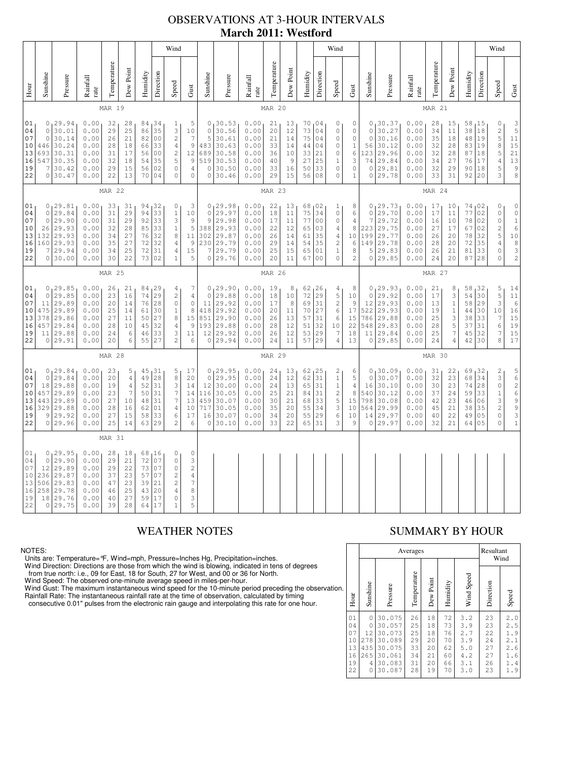# OBSERVATIONS AT 3-HOUR INTERVALS

## March 2011: Westford

### MAR 19

| Hour | Sunshine | Pressure | Rainfall rate | Temperature | Dew Point | Humidity | Wind Direction | Wind Speed | Wind Gust |
|---|---|---|---|---|---|---|---|---|---|
| 01 | 0 | 29.94 | 0.00 | 32 | 28 | 84 | 34 | 1 | 5 |
| 04 | 0 | 30.01 | 0.00 | 29 | 25 | 86 | 35 | 3 | 10 |
| 07 | 0 | 30.14 | 0.00 | 26 | 21 | 82 | 00 | 2 | 7 |
| 10 | 446 | 30.24 | 0.00 | 28 | 18 | 66 | 33 | 4 | 9 |
| 13 | 693 | 30.31 | 0.00 | 31 | 17 | 56 | 00 | 2 | 12 |
| 16 | 547 | 30.35 | 0.00 | 32 | 18 | 54 | 35 | 5 | 9 |
| 19 | 7 | 30.42 | 0.00 | 29 | 15 | 56 | 02 | 0 | 4 |
| 22 | 0 | 30.47 | 0.00 | 22 | 13 | 70 | 04 | 0 | 0 |

### MAR 20

| Hour | Sunshine | Pressure | Rainfall rate | Temperature | Dew Point | Humidity | Wind Direction | Wind Speed | Wind Gust |
|---|---|---|---|---|---|---|---|---|---|
| 01 | 0 | 30.53 | 0.00 | 21 | 13 | 70 | 04 | 0 | 0 |
| 04 | 0 | 30.56 | 0.00 | 20 | 12 | 73 | 04 | 0 | 0 |
| 07 | 5 | 30.61 | 0.00 | 21 | 14 | 75 | 04 | 0 | 0 |
| 10 | 483 | 30.63 | 0.00 | 33 | 14 | 44 | 04 | 0 | 1 |
| 13 | 689 | 30.58 | 0.00 | 36 | 10 | 33 | 21 | 0 | 6 |
| 16 | 519 | 30.53 | 0.00 | 40 | 9 | 27 | 25 | 1 | 3 |
| 19 | 0 | 30.50 | 0.00 | 33 | 16 | 50 | 33 | 0 | 0 |
| 22 | 0 | 30.46 | 0.00 | 29 | 15 | 56 | 08 | 0 | 1 |

### MAR 21

| Hour | Sunshine | Pressure | Rainfall rate | Temperature | Dew Point | Humidity | Wind Direction | Wind Speed | Wind Gust |
|---|---|---|---|---|---|---|---|---|---|
| 01 | 0 | 30.37 | 0.00 | 28 | 15 | 58 | 15 | 0 | 3 |
| 04 | 0 | 30.27 | 0.00 | 34 | 11 | 38 | 18 | 2 | 5 |
| 07 | 0 | 30.16 | 0.00 | 35 | 18 | 48 | 19 | 5 | 11 |
| 10 | 56 | 30.12 | 0.00 | 32 | 28 | 83 | 19 | 8 | 15 |
| 13 | 123 | 29.96 | 0.00 | 32 | 28 | 87 | 18 | 5 | 21 |
| 16 | 74 | 29.84 | 0.00 | 34 | 27 | 76 | 17 | 4 | 13 |
| 19 | 0 | 29.81 | 0.00 | 32 | 29 | 90 | 18 | 5 | 9 |
| 22 | 0 | 29.78 | 0.00 | 33 | 31 | 92 | 20 | 3 | 8 |

### MAR 22

| Hour | Sunshine | Pressure | Rainfall rate | Temperature | Dew Point | Humidity | Wind Direction | Wind Speed | Wind Gust |
|---|---|---|---|---|---|---|---|---|---|
| 01 | 0 | 29.81 | 0.00 | 33 | 31 | 94 | 32 | 0 | 3 |
| 04 | 0 | 29.84 | 0.00 | 31 | 29 | 94 | 33 | 1 | 10 |
| 07 | 0 | 29.90 | 0.00 | 31 | 29 | 92 | 33 | 3 | 9 |
| 10 | 26 | 29.93 | 0.00 | 32 | 28 | 85 | 33 | 1 | 5 |
| 13 | 132 | 29.93 | 0.00 | 34 | 27 | 76 | 32 | 8 | 11 |
| 16 | 160 | 29.93 | 0.00 | 35 | 27 | 72 | 32 | 4 | 9 |
| 19 | 7 | 29.94 | 0.00 | 34 | 25 | 72 | 31 | 4 | 15 |
| 22 | 0 | 30.00 | 0.00 | 30 | 22 | 73 | 02 | 1 | 5 |

### MAR 23

| Hour | Sunshine | Pressure | Rainfall rate | Temperature | Dew Point | Humidity | Wind Direction | Wind Speed | Wind Gust |
|---|---|---|---|---|---|---|---|---|---|
| 01 | 0 | 29.98 | 0.00 | 22 | 13 | 68 | 02 | 1 | 8 |
| 04 | 0 | 29.97 | 0.00 | 18 | 11 | 75 | 34 | 0 | 6 |
| 07 | 9 | 29.98 | 0.00 | 17 | 11 | 77 | 00 | 0 | 4 |
| 10 | 388 | 29.93 | 0.00 | 22 | 12 | 65 | 03 | 4 | 8 |
| 13 | 302 | 29.87 | 0.00 | 26 | 14 | 61 | 35 | 4 | 10 |
| 16 | 230 | 29.79 | 0.00 | 29 | 14 | 54 | 35 | 2 | 6 |
| 19 | 7 | 29.79 | 0.00 | 25 | 15 | 65 | 01 | 1 | 8 |
| 22 | 0 | 29.76 | 0.00 | 20 | 11 | 67 | 00 | 0 | 2 |

### MAR 24

| Hour | Sunshine | Pressure | Rainfall rate | Temperature | Dew Point | Humidity | Wind Direction | Wind Speed | Wind Gust |
|---|---|---|---|---|---|---|---|---|---|
| 01 | 0 | 29.73 | 0.00 | 17 | 10 | 74 | 02 | 0 | 0 |
| 04 | 0 | 29.70 | 0.00 | 17 | 11 | 77 | 02 | 0 | 0 |
| 07 | 7 | 29.72 | 0.00 | 16 | 10 | 78 | 02 | 0 | 1 |
| 10 | 223 | 29.75 | 0.00 | 27 | 17 | 67 | 02 | 2 | 6 |
| 13 | 199 | 29.77 | 0.00 | 26 | 20 | 78 | 32 | 5 | 10 |
| 16 | 149 | 29.78 | 0.00 | 28 | 20 | 72 | 35 | 4 | 8 |
| 19 | 5 | 29.83 | 0.00 | 26 | 21 | 81 | 33 | 0 | 3 |
| 22 | 0 | 29.85 | 0.00 | 24 | 20 | 87 | 28 | 0 | 2 |

### MAR 25

| Hour | Sunshine | Pressure | Rainfall rate | Temperature | Dew Point | Humidity | Wind Direction | Wind Speed | Wind Gust |
|---|---|---|---|---|---|---|---|---|---|
| 01 | 0 | 29.85 | 0.00 | 26 | 21 | 84 | 29 | 4 | 7 |
| 04 | 0 | 29.85 | 0.00 | 23 | 16 | 74 | 29 | 2 | 4 |
| 07 | 11 | 29.89 | 0.00 | 20 | 14 | 76 | 28 | 0 | 0 |
| 10 | 475 | 29.89 | 0.00 | 25 | 14 | 61 | 30 | 1 | 8 |
| 13 | 378 | 29.86 | 0.00 | 27 | 11 | 50 | 27 | 8 | 15 |
| 16 | 457 | 29.84 | 0.00 | 28 | 10 | 45 | 32 | 4 | 9 |
| 19 | 11 | 29.88 | 0.00 | 24 | 6 | 46 | 33 | 3 | 11 |
| 22 | 0 | 29.91 | 0.00 | 20 | 6 | 55 | 27 | 2 | 6 |

### MAR 26

| Hour | Sunshine | Pressure | Rainfall rate | Temperature | Dew Point | Humidity | Wind Direction | Wind Speed | Wind Gust |
|---|---|---|---|---|---|---|---|---|---|
| 01 | 0 | 29.90 | 0.00 | 19 | 8 | 62 | 26 | 4 | 8 |
| 04 | 0 | 29.88 | 0.00 | 18 | 10 | 72 | 29 | 5 | 10 |
| 07 | 11 | 29.92 | 0.00 | 17 | 8 | 69 | 31 | 2 | 9 |
| 10 | 418 | 29.92 | 0.00 | 20 | 11 | 70 | 27 | 6 | 17 |
| 13 | 851 | 29.90 | 0.00 | 26 | 13 | 57 | 31 | 6 | 15 |
| 16 | 193 | 29.88 | 0.00 | 28 | 12 | 51 | 32 | 10 | 22 |
| 19 | 12 | 29.92 | 0.00 | 26 | 12 | 53 | 29 | 7 | 18 |
| 22 | 0 | 29.94 | 0.00 | 24 | 11 | 57 | 29 | 4 | 13 |

### MAR 27

| Hour | Sunshine | Pressure | Rainfall rate | Temperature | Dew Point | Humidity | Wind Direction | Wind Speed | Wind Gust |
|---|---|---|---|---|---|---|---|---|---|
| 01 | 0 | 29.93 | 0.00 | 21 | 8 | 58 | 32 | 5 | 14 |
| 04 | 0 | 29.92 | 0.00 | 17 | 3 | 54 | 30 | 5 | 11 |
| 07 | 12 | 29.93 | 0.00 | 13 | 1 | 58 | 29 | 3 | 6 |
| 10 | 522 | 29.93 | 0.00 | 19 | 1 | 44 | 30 | 10 | 16 |
| 13 | 786 | 29.88 | 0.00 | 25 | 3 | 38 | 33 | 7 | 15 |
| 16 | 548 | 29.83 | 0.00 | 28 | 5 | 37 | 31 | 6 | 19 |
| 19 | 11 | 29.84 | 0.00 | 25 | 7 | 45 | 32 | 7 | 15 |
| 22 | 0 | 29.85 | 0.00 | 24 | 4 | 42 | 30 | 8 | 17 |

### MAR 28

| Hour | Sunshine | Pressure | Rainfall rate | Temperature | Dew Point | Humidity | Wind Direction | Wind Speed | Wind Gust |
|---|---|---|---|---|---|---|---|---|---|
| 01 | 0 | 29.84 | 0.00 | 23 | 5 | 45 | 31 | 5 | 17 |
| 04 | 0 | 29.84 | 0.00 | 20 | 4 | 49 | 28 | 8 | 20 |
| 07 | 18 | 29.88 | 0.00 | 19 | 4 | 52 | 31 | 3 | 14 |
| 10 | 457 | 29.89 | 0.00 | 23 | 7 | 50 | 31 | 7 | 14 |
| 13 | 443 | 29.89 | 0.00 | 27 | 10 | 48 | 31 | 7 | 13 |
| 16 | 329 | 29.88 | 0.00 | 28 | 16 | 62 | 01 | 4 | 10 |
| 19 | 9 | 29.92 | 0.00 | 27 | 15 | 58 | 33 | 6 | 17 |
| 22 | 0 | 29.96 | 0.00 | 25 | 14 | 63 | 29 | 2 | 6 |

### MAR 29

| Hour | Sunshine | Pressure | Rainfall rate | Temperature | Dew Point | Humidity | Wind Direction | Wind Speed | Wind Gust |
|---|---|---|---|---|---|---|---|---|---|
| 01 | 0 | 29.95 | 0.00 | 24 | 13 | 62 | 25 | 2 | 6 |
| 04 | 0 | 29.95 | 0.00 | 24 | 12 | 62 | 31 | 1 | 5 |
| 07 | 12 | 30.00 | 0.00 | 24 | 13 | 65 | 31 | 1 | 4 |
| 10 | 116 | 30.05 | 0.00 | 25 | 21 | 84 | 31 | 2 | 8 |
| 13 | 459 | 30.07 | 0.00 | 30 | 21 | 68 | 33 | 5 | 15 |
| 16 | 717 | 30.05 | 0.00 | 35 | 20 | 55 | 34 | 3 | 10 |
| 19 | 16 | 30.07 | 0.00 | 34 | 20 | 55 | 29 | 6 | 10 |
| 22 | 0 | 30.10 | 0.00 | 33 | 22 | 65 | 31 | 3 | 9 |

### MAR 30

| Hour | Sunshine | Pressure | Rainfall rate | Temperature | Dew Point | Humidity | Wind Direction | Wind Speed | Wind Gust |
|---|---|---|---|---|---|---|---|---|---|
| 01 | 0 | 30.09 | 0.00 | 31 | 22 | 69 | 32 | 2 | 5 |
| 04 | 0 | 30.07 | 0.00 | 32 | 23 | 68 | 34 | 3 | 6 |
| 07 | 16 | 30.10 | 0.00 | 30 | 23 | 74 | 28 | 0 | 2 |
| 10 | 540 | 30.12 | 0.00 | 37 | 24 | 59 | 33 | 1 | 6 |
| 13 | 798 | 30.08 | 0.00 | 42 | 23 | 46 | 06 | 3 | 9 |
| 16 | 564 | 29.99 | 0.00 | 45 | 21 | 38 | 35 | 2 | 9 |
| 19 | 14 | 29.97 | 0.00 | 40 | 22 | 49 | 05 | 0 | 3 |
| 22 | 0 | 29.97 | 0.00 | 32 | 21 | 64 | 05 | 0 | 1 |

### MAR 31

| Hour | Sunshine | Pressure | Rainfall rate | Temperature | Dew Point | Humidity | Wind Direction | Wind Speed | Wind Gust |
|---|---|---|---|---|---|---|---|---|---|
| 01 | 0 | 29.95 | 0.00 | 28 | 18 | 68 | 16 | 0 | 0 |
| 04 | 0 | 29.90 | 0.00 | 29 | 21 | 72 | 07 | 0 | 3 |
| 07 | 12 | 29.89 | 0.00 | 29 | 22 | 73 | 07 | 0 | 2 |
| 10 | 236 | 29.87 | 0.00 | 37 | 23 | 57 | 07 | 2 | 4 |
| 13 | 506 | 29.83 | 0.00 | 47 | 23 | 39 | 21 | 2 | 7 |
| 16 | 258 | 29.78 | 0.00 | 46 | 25 | 43 | 20 | 4 | 8 |
| 19 | 18 | 29.76 | 0.00 | 40 | 27 | 59 | 17 | 0 | 3 |
| 22 | 0 | 29.75 | 0.00 | 39 | 28 | 64 | 17 | 1 | 5 |

## WEATHER NOTES

NOTES:
Units are: Temperature=°F, Wind=mph, Pressure=Inches Hg, Precipitation=inches.
Wind Direction: Directions are those from which the wind is blowing, indicated in tens of degrees from true north: i.e., 09 for East, 18 for South, 27 for West, and 00 or 36 for North.
Wind Speed: The observed one-minute average speed in miles-per-hour.
Wind Gust: The maximum instantaneous wind speed for the 10-minute period preceding the observation.
Rainfall Rate: The instantaneous rainfall rate at the time of observation, calculated by timing consecutive 0.01" pulses from the electronic rain gauge and interpolating this rate for one hour.

## SUMMARY BY HOUR

| Hour | Averages | | | | | | Resultant Wind | |
|---|---|---|---|---|---|---|---|---|
| | Sunshine | Pressure | Temperature | Dew Point | Humidity | Wind Speed | Direction | Speed |
| 01 | 0 | 30.075 | 26 | 18 | 72 | 3.2 | 23 | 2.0 |
| 04 | 0 | 30.057 | 25 | 18 | 73 | 3.9 | 23 | 2.5 |
| 07 | 12 | 30.073 | 25 | 18 | 76 | 2.7 | 22 | 1.9 |
| 10 | 278 | 30.089 | 29 | 20 | 70 | 3.9 | 24 | 2.1 |
| 13 | 435 | 30.075 | 33 | 20 | 62 | 5.0 | 27 | 2.6 |
| 16 | 265 | 30.061 | 34 | 21 | 60 | 4.2 | 27 | 1.6 |
| 19 | 4 | 30.083 | 31 | 20 | 66 | 3.1 | 26 | 1.4 |
| 22 | 0 | 30.087 | 28 | 19 | 70 | 3.0 | 23 | 1.9 |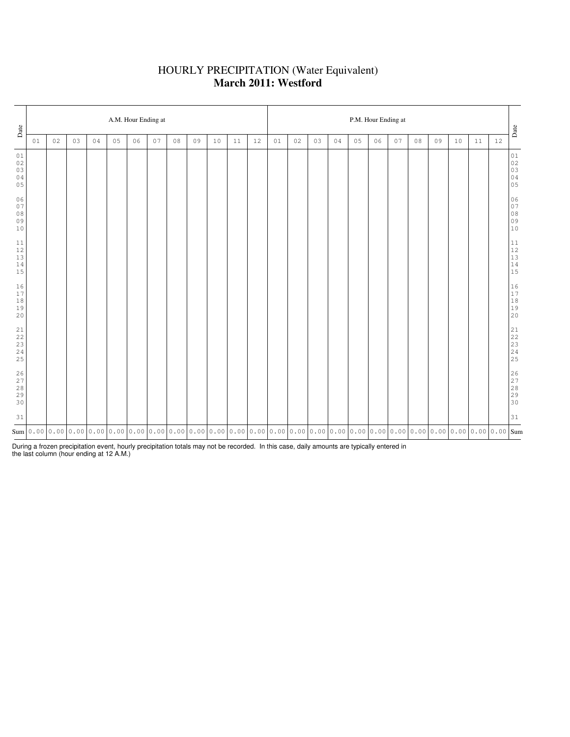# HOURLY PRECIPITATION (Water Equivalent)
## **March 2011: Westford**

| Date | A.M. Hour Ending at | | | | | | | | | | | | P.M. Hour Ending at | | | | | | | | | | | | Date |
|---|---|---|---|---|---|---|---|---|---|---|---|---|---|---|---|---|---|---|---|---|---|---|---|---|---|
| | 01 | 02 | 03 | 04 | 05 | 06 | 07 | 08 | 09 | 10 | 11 | 12 | 01 | 02 | 03 | 04 | 05 | 06 | 07 | 08 | 09 | 10 | 11 | 12 | |
| 01 | | | | | | | | | | | | | | | | | | | | | | | | | 01 |
| 02 | | | | | | | | | | | | | | | | | | | | | | | | | 02 |
| 03 | | | | | | | | | | | | | | | | | | | | | | | | | 03 |
| 04 | | | | | | | | | | | | | | | | | | | | | | | | | 04 |
| 05 | | | | | | | | | | | | | | | | | | | | | | | | | 05 |
| 06 | | | | | | | | | | | | | | | | | | | | | | | | | 06 |
| 07 | | | | | | | | | | | | | | | | | | | | | | | | | 07 |
| 08 | | | | | | | | | | | | | | | | | | | | | | | | | 08 |
| 09 | | | | | | | | | | | | | | | | | | | | | | | | | 09 |
| 10 | | | | | | | | | | | | | | | | | | | | | | | | | 10 |
| 11 | | | | | | | | | | | | | | | | | | | | | | | | | 11 |
| 12 | | | | | | | | | | | | | | | | | | | | | | | | | 12 |
| 13 | | | | | | | | | | | | | | | | | | | | | | | | | 13 |
| 14 | | | | | | | | | | | | | | | | | | | | | | | | | 14 |
| 15 | | | | | | | | | | | | | | | | | | | | | | | | | 15 |
| 16 | | | | | | | | | | | | | | | | | | | | | | | | | 16 |
| 17 | | | | | | | | | | | | | | | | | | | | | | | | | 17 |
| 18 | | | | | | | | | | | | | | | | | | | | | | | | | 18 |
| 19 | | | | | | | | | | | | | | | | | | | | | | | | | 19 |
| 20 | | | | | | | | | | | | | | | | | | | | | | | | | 20 |
| 21 | | | | | | | | | | | | | | | | | | | | | | | | | 21 |
| 22 | | | | | | | | | | | | | | | | | | | | | | | | | 22 |
| 23 | | | | | | | | | | | | | | | | | | | | | | | | | 23 |
| 24 | | | | | | | | | | | | | | | | | | | | | | | | | 24 |
| 25 | | | | | | | | | | | | | | | | | | | | | | | | | 25 |
| 26 | | | | | | | | | | | | | | | | | | | | | | | | | 26 |
| 27 | | | | | | | | | | | | | | | | | | | | | | | | | 27 |
| 28 | | | | | | | | | | | | | | | | | | | | | | | | | 28 |
| 29 | | | | | | | | | | | | | | | | | | | | | | | | | 29 |
| 30 | | | | | | | | | | | | | | | | | | | | | | | | | 30 |
| 31 | | | | | | | | | | | | | | | | | | | | | | | | | 31 |
| Sum | 0.00 | 0.00 | 0.00 | 0.00 | 0.00 | 0.00 | 0.00 | 0.00 | 0.00 | 0.00 | 0.00 | 0.00 | 0.00 | 0.00 | 0.00 | 0.00 | 0.00 | 0.00 | 0.00 | 0.00 | 0.00 | 0.00 | 0.00 | 0.00 | Sum |

During a frozen precipitation event, hourly precipitation totals may not be recorded. In this case, daily amounts are typically entered in the last column (hour ending at 12 A.M.)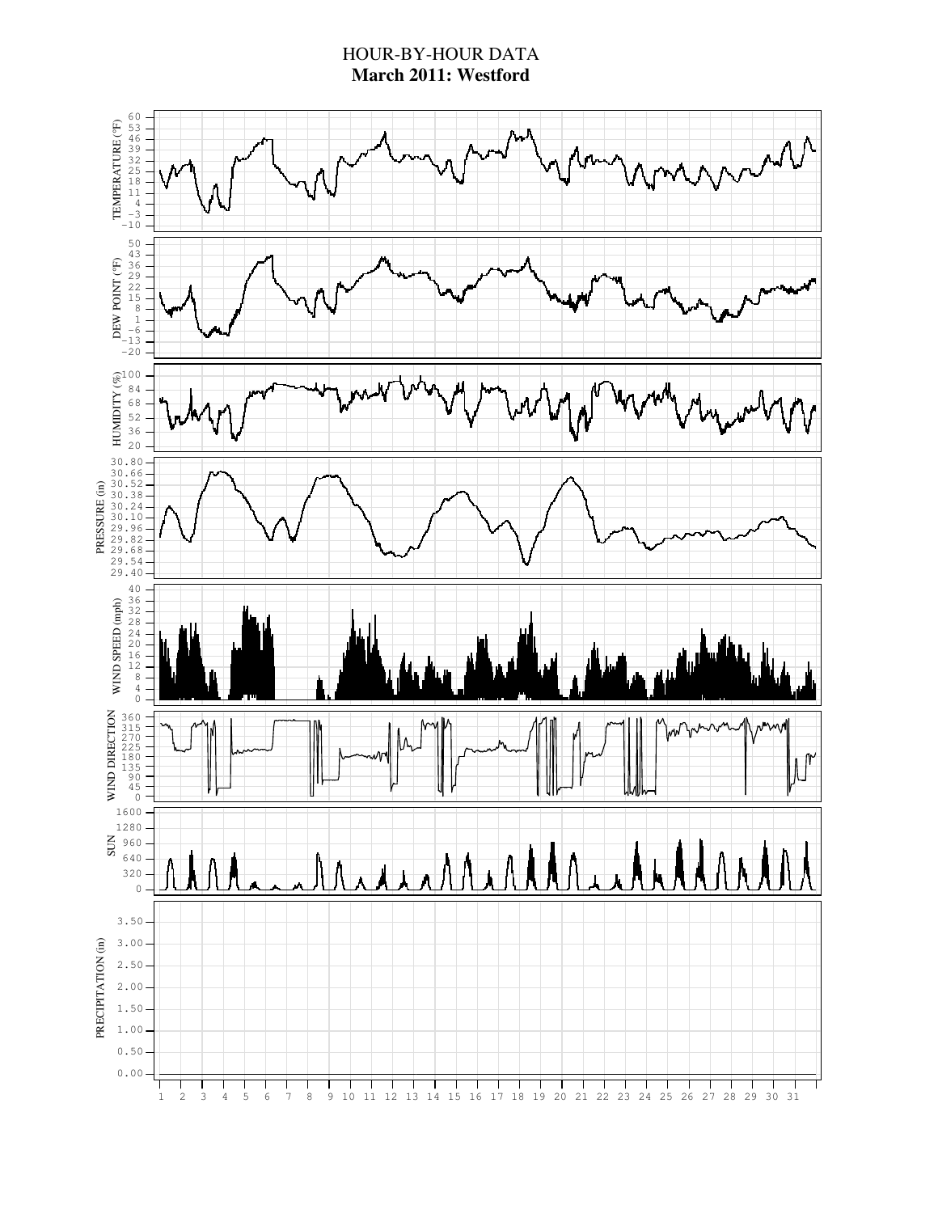# HOUR-BY-HOUR DATA

**March 2011: Westford**

TEMPERATURE (°F)

DEW POINT (°F)

HUMIDITY (%)

PRESSURE (in)

WIND SPEED (mph)

WIND DIRECTION

SUN

PRECIPITATION (in)

1 2 3 4 5 6 7 8 9 10 11 12 13 14 15 16 17 18 19 20 21 22 23 24 25 26 27 28 29 30 31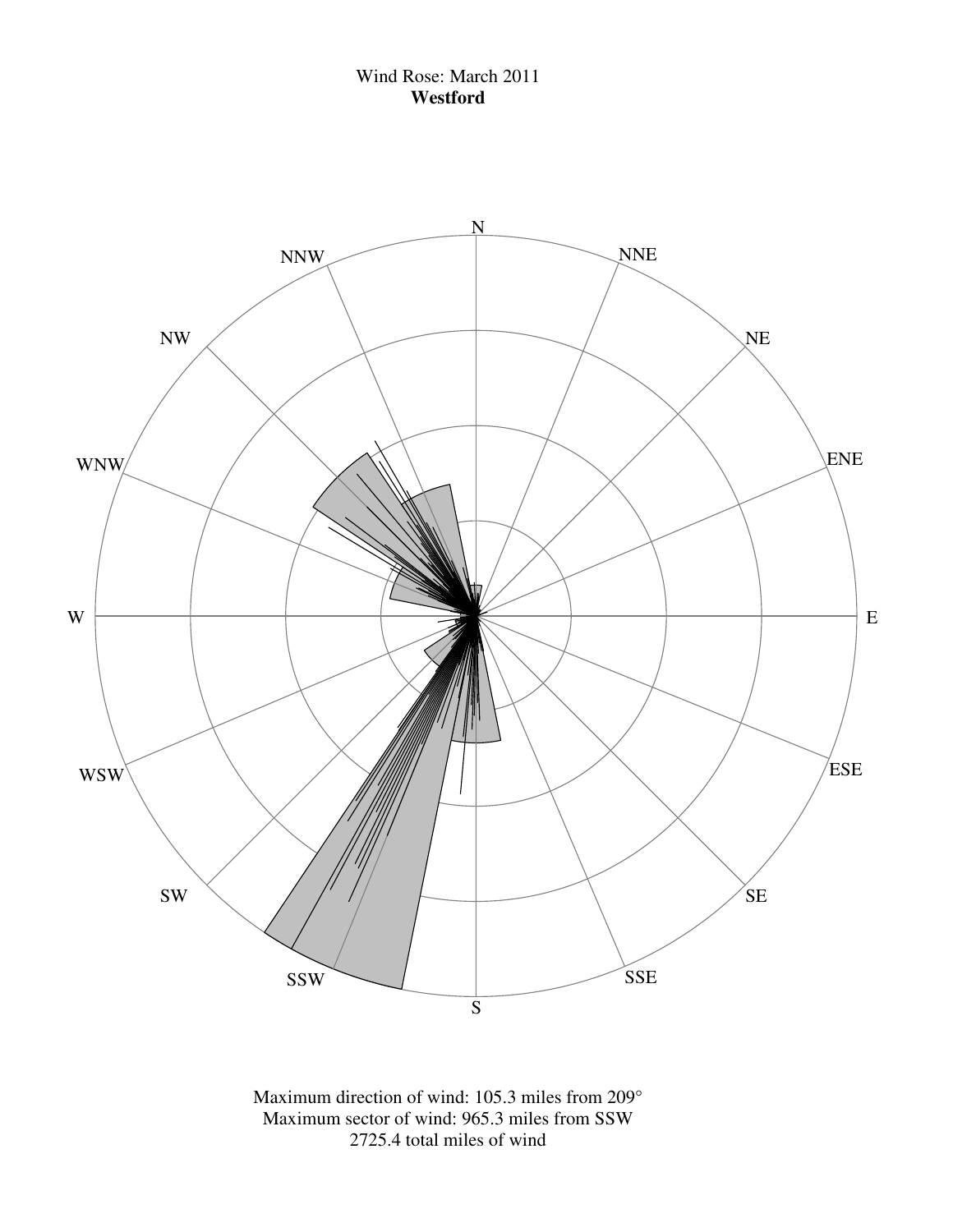Wind Rose: March 2011

**Westford**

N

NNE

NE

ENE

E

ESE

SE

SSE

S

SSW

SW

WSW

W

WNW

NW

NNW

Maximum direction of wind: 105.3 miles from 209°

Maximum sector of wind: 965.3 miles from SSW

2725.4 total miles of wind